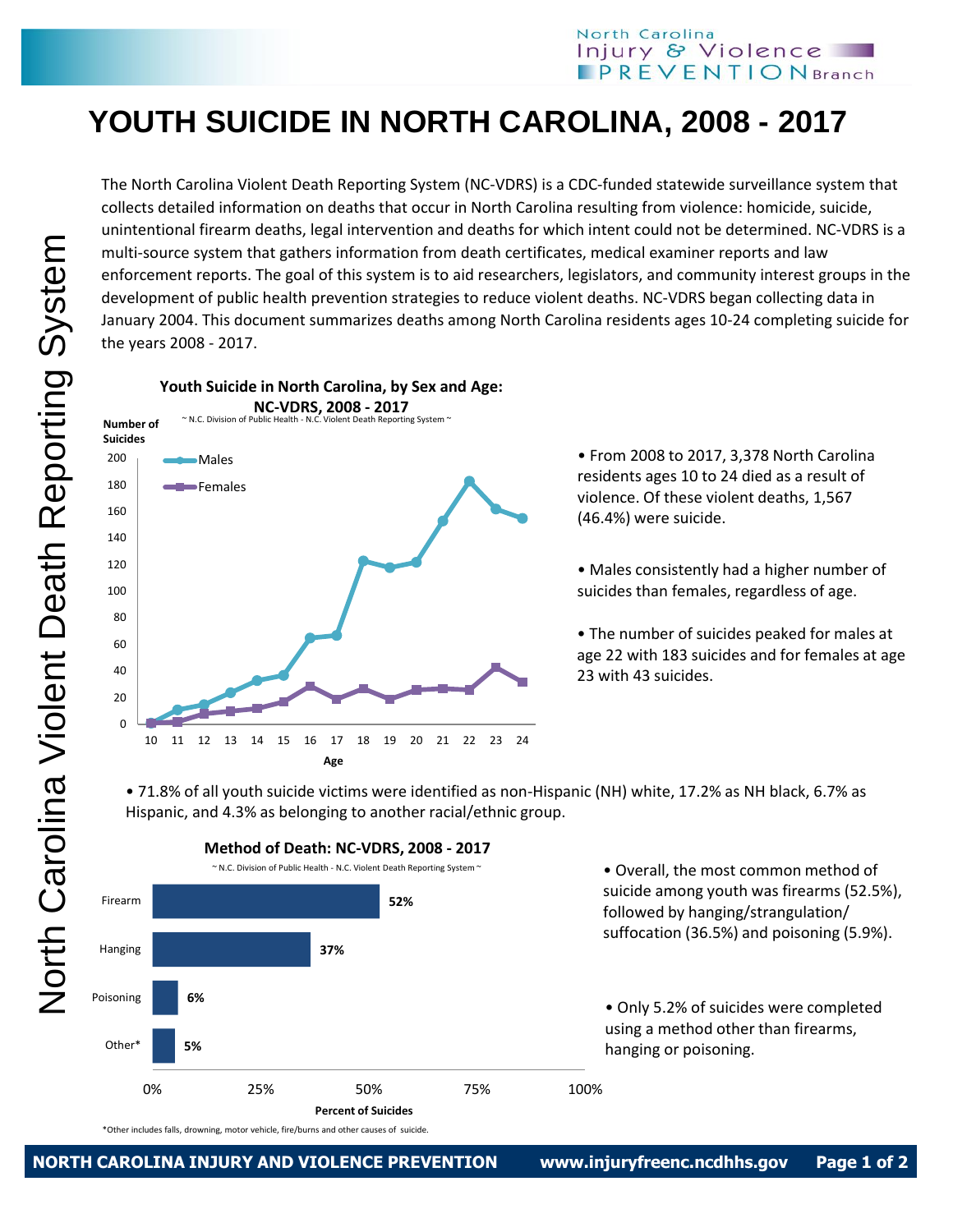# YOUTH SUICIDE IN NORTH CAROLINA, 2008 - 2017

The North Carolina Violent Death Reporting System (NC-VDRS) is a CDC-funded statewide surveillance system that collects detailed information on deaths that occur in North Carolina resulting from violence: homicide, suicide, unintentional firearm deaths, legal intervention and deaths for which intent could not be determined. NC-VDRS is a multi-source system that gathers information from death certificates, medical examiner reports and law enforcement reports. The goal of this system is to aid researchers, legislators, and community interest groups in the development of public health prevention strategies to reduce violent deaths. NC-VDRS began collecting data in January 2004. This document summarizes deaths among North Carolina residents ages 10-24 completing suicide for the years 2008 - 2017.

**Youth Suicide in North Carolina, by Sex and Age: NC-VDRS, 2008 - 2017**

~ N.C. Division of Public Health - N.C. Violent Death Reporting System ~

- From 2008 to 2017, 3,378 North Carolina residents ages 10 to 24 died as a result of violence. Of these violent deaths, 1,567 (46.4%) were suicide.
- Males consistently had a higher number of suicides than females, regardless of age.
- The number of suicides peaked for males at age 22 with 183 suicides and for females at age 23 with 43 suicides.

- 71.8% of all youth suicide victims were identified as non-Hispanic (NH) white, 17.2% as NH black, 6.7% as Hispanic, and 4.3% as belonging to another racial/ethnic group.

**Method of Death: NC-VDRS, 2008 - 2017**

~ N.C. Division of Public Health - N.C. Violent Death Reporting System ~

| Method | Percent of Suicides |
|---|---|
| Firearm | 52% |
| Hanging | 37% |
| Poisoning | 6% |
| Other* | 5% |

*Other includes falls, drowning, motor vehicle, fire/burns and other causes of suicide.

- Overall, the most common method of suicide among youth was firearms (52.5%), followed by hanging/strangulation/ suffocation (36.5%) and poisoning (5.9%).
- Only 5.2% of suicides were completed using a method other than firearms, hanging or poisoning.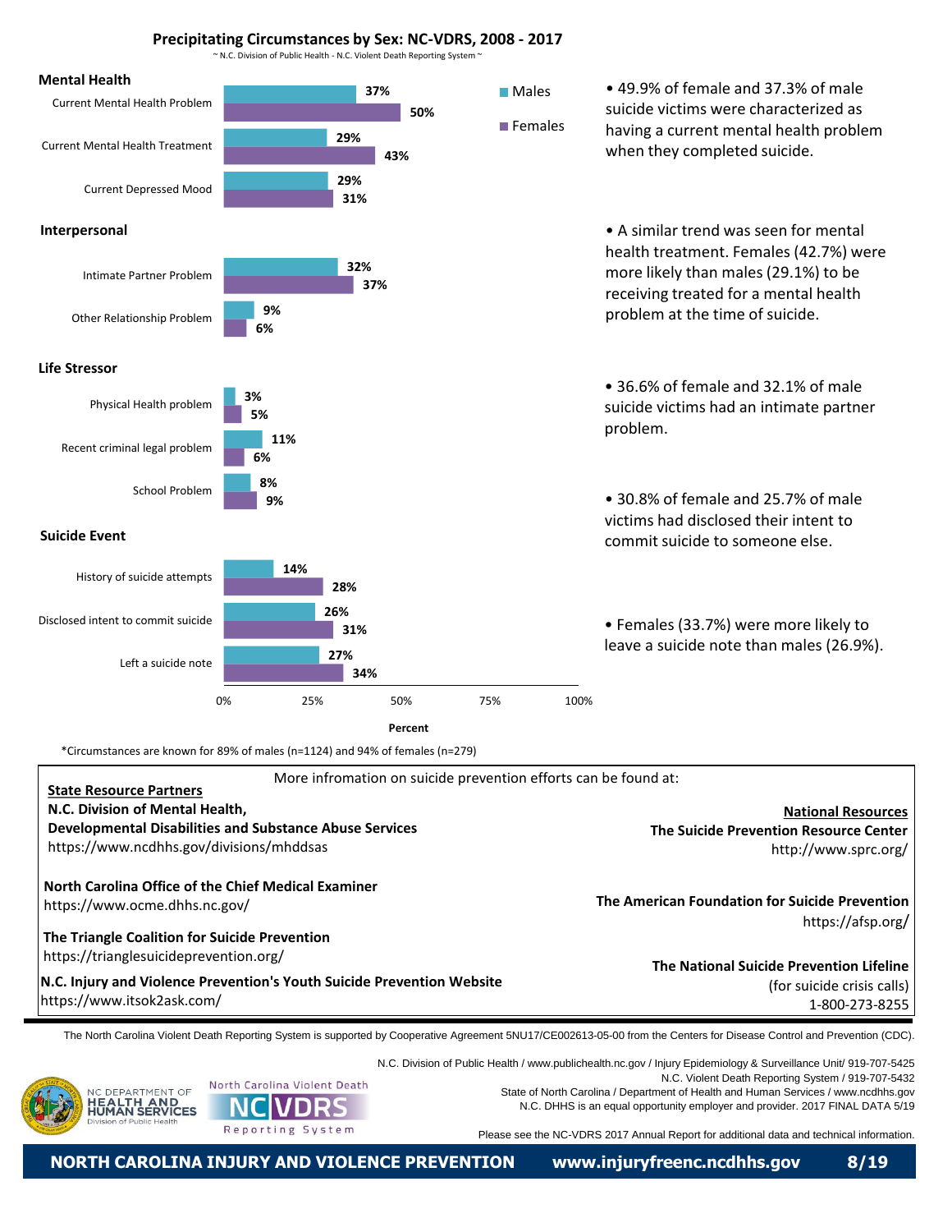## Precipitating Circumstances by Sex: NC-VDRS, 2008 - 2017

~ N.C. Division of Public Health - N.C. Violent Death Reporting System ~

Males
Females

**Mental Health**

Current Mental Health Problem
37%
50%

Current Mental Health Treatment
29%
43%

Current Depressed Mood
29%
31%

**Interpersonal**

Intimate Partner Problem
32%
37%

Other Relationship Problem
9%
6%

**Life Stressor**

Physical Health problem
3%
5%

Recent criminal legal problem
11%
6%

School Problem
8%
9%

**Suicide Event**

History of suicide attempts
14%
28%

Disclosed intent to commit suicide
26%
31%

Left a suicide note
27%
34%

0% 25% 50% 75% 100%

**Percent**

*Circumstances are known for 89% of males (n=1124) and 94% of females (n=279)

- 49.9% of female and 37.3% of male suicide victims were characterized as having a current mental health problem when they completed suicide.
- A similar trend was seen for mental health treatment. Females (42.7%) were more likely than males (29.1%) to be receiving treated for a mental health problem at the time of suicide.
- 36.6% of female and 32.1% of male suicide victims had an intimate partner problem.
- 30.8% of female and 25.7% of male victims had disclosed their intent to commit suicide to someone else.
- Females (33.7%) were more likely to leave a suicide note than males (26.9%).

More infromation on suicide prevention efforts can be found at:

**State Resource Partners**

**N.C. Division of Mental Health, Developmental Disabilities and Substance Abuse Services**
https://www.ncdhhs.gov/divisions/mhddsas

**North Carolina Office of the Chief Medical Examiner**
https://www.ocme.dhhs.nc.gov/

**The Triangle Coalition for Suicide Prevention**
https://trianglesuicideprevention.org/

**N.C. Injury and Violence Prevention's Youth Suicide Prevention Website**
https://www.itsok2ask.com/

**National Resources**

**The Suicide Prevention Resource Center**
http://www.sprc.org/

**The American Foundation for Suicide Prevention**
https://afsp.org/

**The National Suicide Prevention Lifeline**
(for suicide crisis calls)
1-800-273-8255

The North Carolina Violent Death Reporting System is supported by Cooperative Agreement 5NU17/CE002613-05-00 from the Centers for Disease Control and Prevention (CDC).

N.C. Division of Public Health / www.publichealth.nc.gov / Injury Epidemiology & Surveillance Unit/ 919-707-5425
N.C. Violent Death Reporting System / 919-707-5432
State of North Carolina / Department of Health and Human Services / www.ncdhhs.gov
N.C. DHHS is an equal opportunity employer and provider. 2017 FINAL DATA 5/19

NC DEPARTMENT OF HEALTH AND HUMAN SERVICES Division of Public Health

North Carolina Violent Death NC VDRS Reporting System

Please see the NC-VDRS 2017 Annual Report for additional data and technical information.

**NORTH CAROLINA INJURY AND VIOLENCE PREVENTION www.injuryfreenc.ncdhhs.gov 8/19**